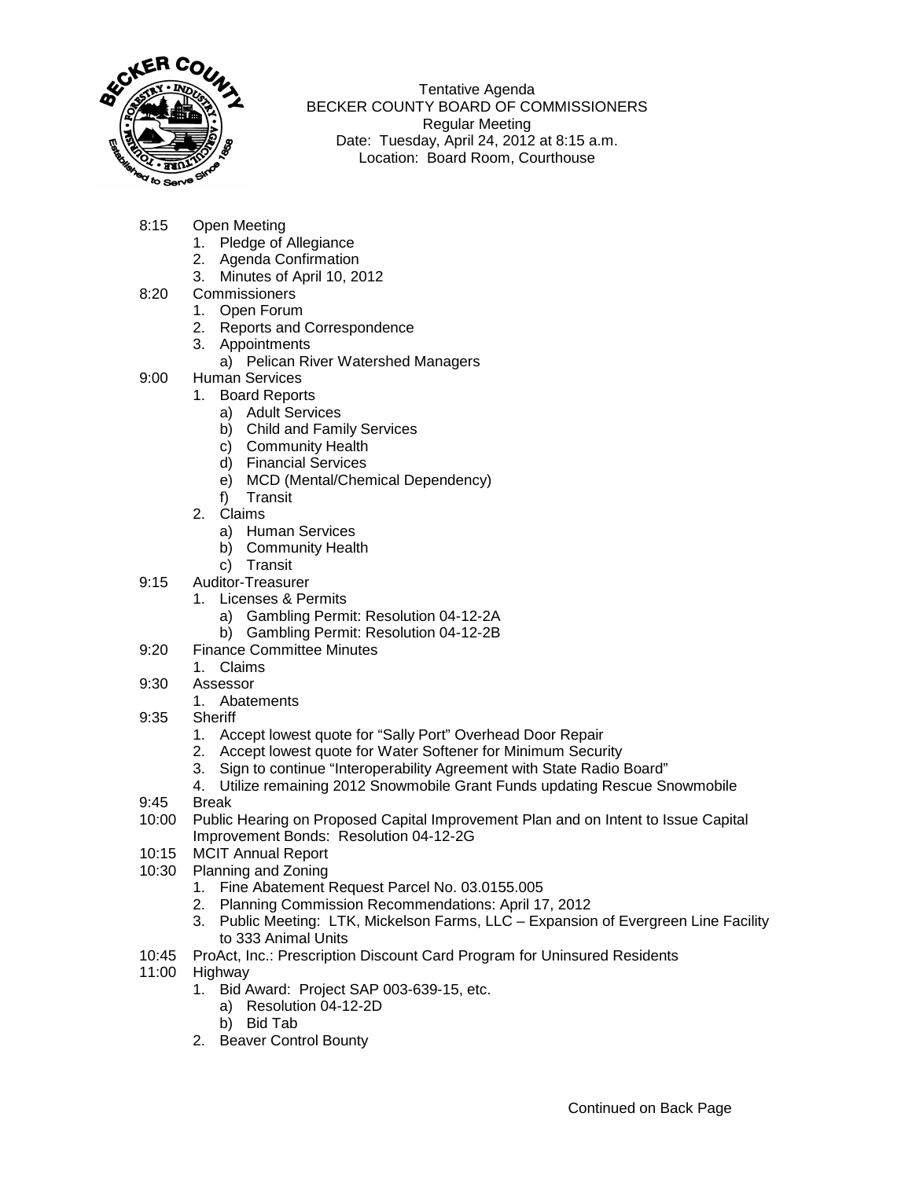Tentative Agenda
BECKER COUNTY BOARD OF COMMISSIONERS
Regular Meeting
Date: Tuesday, April 24, 2012 at 8:15 a.m.
Location: Board Room, Courthouse

- 8:15 Open Meeting
  1. Pledge of Allegiance
  2. Agenda Confirmation
  3. Minutes of April 10, 2012
- 8:20 Commissioners
  1. Open Forum
  2. Reports and Correspondence
  3. Appointments
     - a) Pelican River Watershed Managers
- 9:00 Human Services
  1. Board Reports
     - a) Adult Services
     - b) Child and Family Services
     - c) Community Health
     - d) Financial Services
     - e) MCD (Mental/Chemical Dependency)
     - f) Transit
  2. Claims
     - a) Human Services
     - b) Community Health
     - c) Transit
- 9:15 Auditor-Treasurer
  1. Licenses & Permits
     - a) Gambling Permit: Resolution 04-12-2A
     - b) Gambling Permit: Resolution 04-12-2B
- 9:20 Finance Committee Minutes
  1. Claims
- 9:30 Assessor
  1. Abatements
- 9:35 Sheriff
  1. Accept lowest quote for "Sally Port" Overhead Door Repair
  2. Accept lowest quote for Water Softener for Minimum Security
  3. Sign to continue "Interoperability Agreement with State Radio Board"
  4. Utilize remaining 2012 Snowmobile Grant Funds updating Rescue Snowmobile
- 9:45 Break
- 10:00 Public Hearing on Proposed Capital Improvement Plan and on Intent to Issue Capital Improvement Bonds: Resolution 04-12-2G
- 10:15 MCIT Annual Report
- 10:30 Planning and Zoning
  1. Fine Abatement Request Parcel No. 03.0155.005
  2. Planning Commission Recommendations: April 17, 2012
  3. Public Meeting: LTK, Mickelson Farms, LLC – Expansion of Evergreen Line Facility to 333 Animal Units
- 10:45 ProAct, Inc.: Prescription Discount Card Program for Uninsured Residents
- 11:00 Highway
  1. Bid Award: Project SAP 003-639-15, etc.
     - a) Resolution 04-12-2D
     - b) Bid Tab
  2. Beaver Control Bounty

Continued on Back Page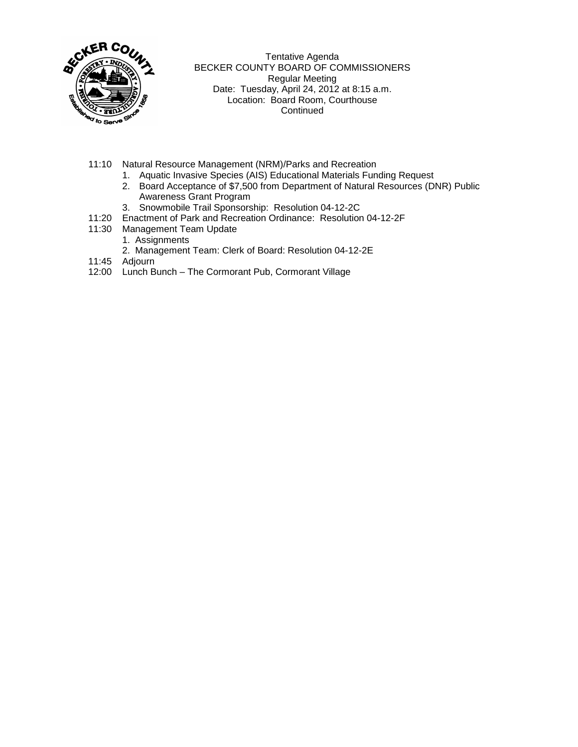Tentative Agenda
BECKER COUNTY BOARD OF COMMISSIONERS
Regular Meeting
Date: Tuesday, April 24, 2012 at 8:15 a.m.
Location: Board Room, Courthouse
Continued

11:10 Natural Resource Management (NRM)/Parks and Recreation
  1. Aquatic Invasive Species (AIS) Educational Materials Funding Request
  2. Board Acceptance of $7,500 from Department of Natural Resources (DNR) Public Awareness Grant Program
  3. Snowmobile Trail Sponsorship: Resolution 04-12-2C

11:20 Enactment of Park and Recreation Ordinance: Resolution 04-12-2F

11:30 Management Team Update
  1. Assignments
  2. Management Team: Clerk of Board: Resolution 04-12-2E

11:45 Adjourn

12:00 Lunch Bunch – The Cormorant Pub, Cormorant Village